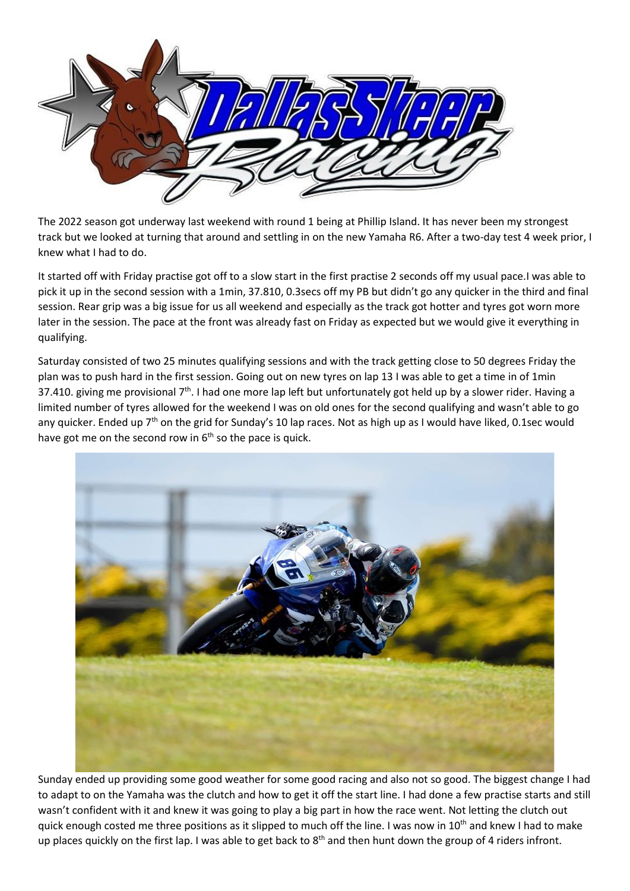The 2022 season got underway last weekend with round 1 being at Phillip Island. It has never been my strongest track but we looked at turning that around and settling in on the new Yamaha R6. After a two-day test 4 week prior, I knew what I had to do.

It started off with Friday practise got off to a slow start in the first practise 2 seconds off my usual pace.I was able to pick it up in the second session with a 1min, 37.810, 0.3secs off my PB but didn't go any quicker in the third and final session. Rear grip was a big issue for us all weekend and especially as the track got hotter and tyres got worn more later in the session. The pace at the front was already fast on Friday as expected but we would give it everything in qualifying.

Saturday consisted of two 25 minutes qualifying sessions and with the track getting close to 50 degrees Friday the plan was to push hard in the first session. Going out on new tyres on lap 13 I was able to get a time in of 1min 37.410. giving me provisional 7th. I had one more lap left but unfortunately got held up by a slower rider. Having a limited number of tyres allowed for the weekend I was on old ones for the second qualifying and wasn't able to go any quicker. Ended up 7th on the grid for Sunday's 10 lap races. Not as high up as I would have liked, 0.1sec would have got me on the second row in 6th so the pace is quick.

Sunday ended up providing some good weather for some good racing and also not so good. The biggest change I had to adapt to on the Yamaha was the clutch and how to get it off the start line. I had done a few practise starts and still wasn't confident with it and knew it was going to play a big part in how the race went. Not letting the clutch out quick enough costed me three positions as it slipped to much off the line. I was now in 10th and knew I had to make up places quickly on the first lap. I was able to get back to 8th and then hunt down the group of 4 riders infront.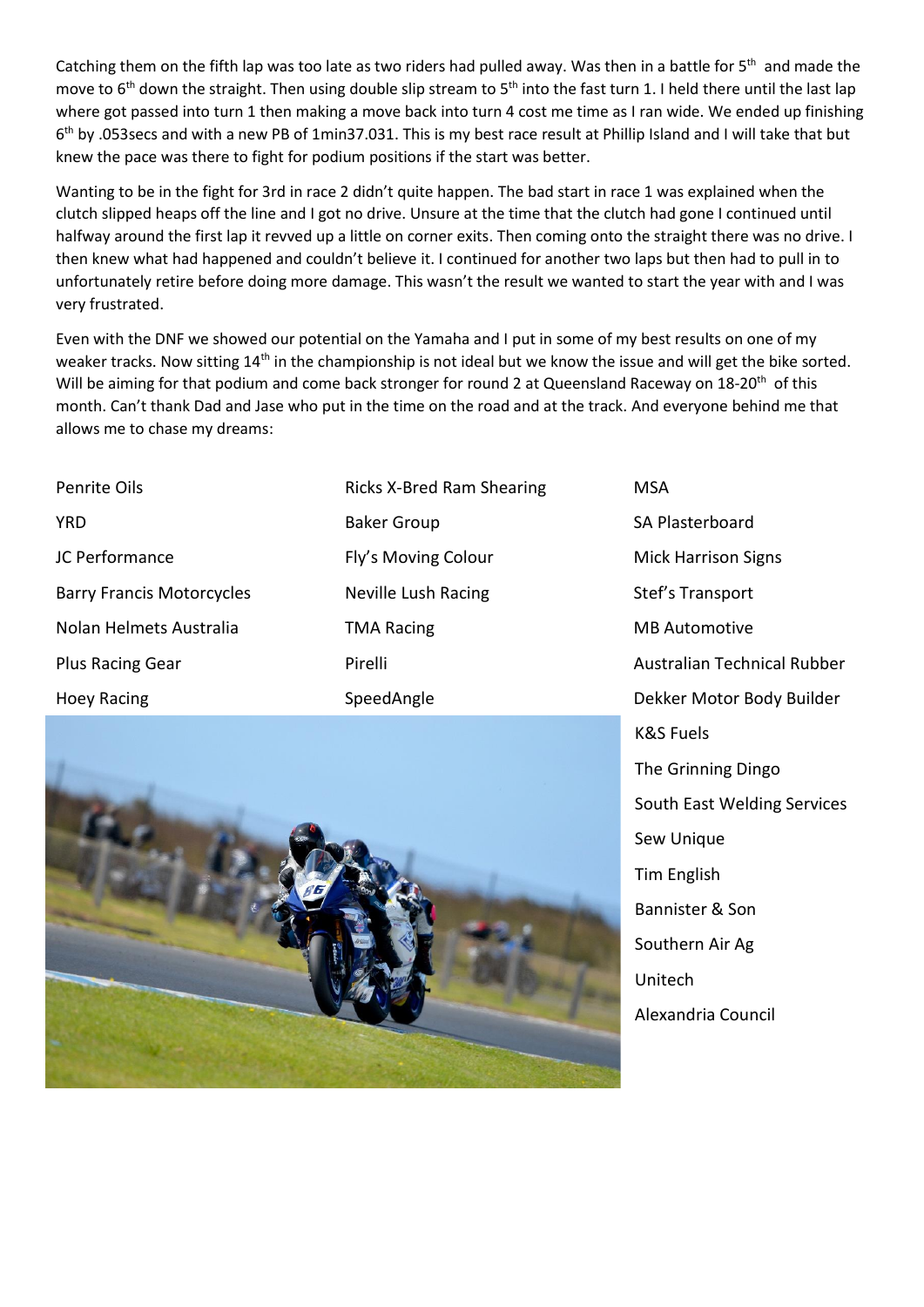Catching them on the fifth lap was too late as two riders had pulled away. Was then in a battle for 5th and made the move to 6th down the straight. Then using double slip stream to 5th into the fast turn 1. I held there until the last lap where got passed into turn 1 then making a move back into turn 4 cost me time as I ran wide. We ended up finishing 6th by .053secs and with a new PB of 1min37.031. This is my best race result at Phillip Island and I will take that but knew the pace was there to fight for podium positions if the start was better.

Wanting to be in the fight for 3rd in race 2 didn't quite happen. The bad start in race 1 was explained when the clutch slipped heaps off the line and I got no drive. Unsure at the time that the clutch had gone I continued until halfway around the first lap it revved up a little on corner exits. Then coming onto the straight there was no drive. I then knew what had happened and couldn't believe it. I continued for another two laps but then had to pull in to unfortunately retire before doing more damage. This wasn't the result we wanted to start the year with and I was very frustrated.

Even with the DNF we showed our potential on the Yamaha and I put in some of my best results on one of my weaker tracks. Now sitting 14th in the championship is not ideal but we know the issue and will get the bike sorted. Will be aiming for that podium and come back stronger for round 2 at Queensland Raceway on 18-20th of this month. Can't thank Dad and Jase who put in the time on the road and at the track. And everyone behind me that allows me to chase my dreams:

- Penrite Oils
- YRD
- JC Performance
- Barry Francis Motorcycles
- Nolan Helmets Australia
- Plus Racing Gear
- Hoey Racing
- Ricks X-Bred Ram Shearing
- Baker Group
- Fly's Moving Colour
- Neville Lush Racing
- TMA Racing
- Pirelli
- SpeedAngle
- MSA
- SA Plasterboard
- Mick Harrison Signs
- Stef's Transport
- MB Automotive
- Australian Technical Rubber
- Dekker Motor Body Builder
- K&S Fuels
- The Grinning Dingo
- South East Welding Services
- Sew Unique
- Tim English
- Bannister & Son
- Southern Air Ag
- Unitech
- Alexandria Council